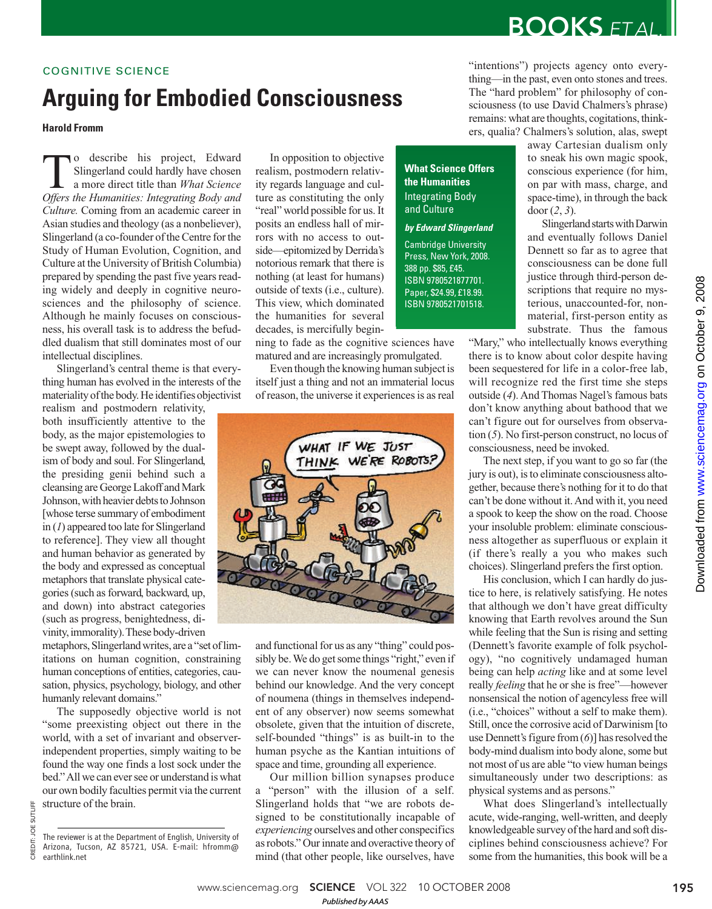COGNITIVE SCIENCE

# Arguing for Embodied Consciousness

**Harold Fromm**

To describe his project, Edward Slingerland could hardly have chosen a more direct title than *What Science Offers the Humanities: Integrating Body and Culture.* Coming from an academic career in Asian studies and theology (as a nonbeliever), Slingerland (a co-founder of the Centre for the Study of Human Evolution, Cognition, and Culture at the University of British Columbia) prepared by spending the past five years reading widely and deeply in cognitive neurosciences and the philosophy of science. Although he mainly focuses on consciousness, his overall task is to address the befuddled dualism that still dominates most of our intellectual disciplines.

Slingerland's central theme is that everything human has evolved in the interests of the materiality of the body. He identifies objectivist realism and postmodern relativity, both insufficiently attentive to the body, as the major epistemologies to be swept away, followed by the dualism of body and soul. The presiding genii behind such a cleansing are George Lakoff and Mark Johnson, with heavier debts to Johnson [whose terse summary of embodiment in (*1*) appeared too late for Slingerland to reference]. They view all thought and human behavior as generated by the body and expressed as conceptual metaphors that translate physical categories (such as forward, backward, up, and down) into abstract categories (such as progress, benightedness, divinity, immorality). These body-driven metaphors, Slingerland writes, are a "set of limitations on human cognition, constraining human conceptions of entities, categories, causation, physics, psychology, biology, and other humanly relevant domains."

The supposedly objective world is not "some preexisting object out there in the world, with a set of invariant and observer-independent properties, simply waiting to be found the way one finds a lost sock under the bed." All we can ever see or understand is what our own bodily faculties permit via the current structure of the brain.

In opposition to objective realism, postmodern relativity regards language and culture as constituting the only "real" world possible for us. It posits an endless hall of mirrors with no access to outside—epitomized by Derrida's notorious remark that there is nothing (at least for humans) outside of texts (i.e., culture). This view, which dominated the humanities for several decades, is mercifully beginning to fade as the cognitive sciences have matured and are increasingly promulgated.

**What Science Offers the Humanities**
Integrating Body and Culture

***by Edward Slingerland***

Cambridge University Press, New York, 2008. 388 pp. $85, £45. ISBN 9780521877701. Paper, $24.99, £18.99. ISBN 9780521701518.

Even though the knowing human subject is itself just a thing and not an immaterial locus of reason, the universe it experiences is as real and functional for us as any "thing" could possibly be. We do get some things "right," even if we can never know the noumenal genesis behind our knowledge. And the very concept of noumena (things in themselves independent of any observer) now seems somewhat obsolete, given that the intuition of discrete, self-bounded "things" is as built-in to the human psyche as the Kantian intuitions of space and time, grounding all experience.

Our million billion synapses produce a "person" with the illusion of a self. Slingerland holds that "we are robots designed to be constitutionally incapable of *experiencing* ourselves and other conspecifics as robots." Our innate and overactive theory of mind (that other people, like ourselves, have "intentions") projects agency onto everything—in the past, even onto stones and trees. The "hard problem" for philosophy of consciousness (to use David Chalmers's phrase) remains: what are thoughts, cogitations, thinkers, qualia? Chalmers's solution, alas, swept away Cartesian dualism only to sneak his own magic spook, conscious experience (for him, on par with mass, charge, and space-time), in through the back door (*2*, *3*).

Slingerland starts with Darwin and eventually follows Daniel Dennett so far as to agree that consciousness can be done full justice through third-person descriptions that require no mysterious, unaccounted-for, nonmaterial, first-person entity as substrate. Thus the famous "Mary," who intellectually knows everything there is to know about color despite having been sequestered for life in a color-free lab, will recognize red the first time she steps outside (*4*). And Thomas Nagel's famous bats don't know anything about bathood that we can't figure out for ourselves from observation (*5*). No first-person construct, no locus of consciousness, need be invoked.

The next step, if you want to go so far (the jury is out), is to eliminate consciousness altogether, because there's nothing for it to do that can't be done without it. And with it, you need a spook to keep the show on the road. Choose your insoluble problem: eliminate consciousness altogether as superfluous or explain it (if there's really a you who makes such choices). Slingerland prefers the first option.

His conclusion, which I can hardly do justice to here, is relatively satisfying. He notes that although we don't have great difficulty knowing that Earth revolves around the Sun while feeling that the Sun is rising and setting (Dennett's favorite example of folk psychology), "no cognitively undamaged human being can help *acting* like and at some level really *feeling* that he or she is free"—however nonsensical the notion of agencyless free will (i.e., "choices" without a self to make them). Still, once the corrosive acid of Darwinism [to use Dennett's figure from (*6*)] has resolved the body-mind dualism into body alone, some but not most of us are able "to view human beings simultaneously under two descriptions: as physical systems and as persons."

What does Slingerland's intellectually acute, wide-ranging, well-written, and deeply knowledgeable survey of the hard and soft disciplines behind consciousness achieve? For some from the humanities, this book will be a

The reviewer is at the Department of English, University of Arizona, Tucson, AZ 85721, USA. E-mail: hfromm@earthlink.net

CREDIT: JOE SUTLIFF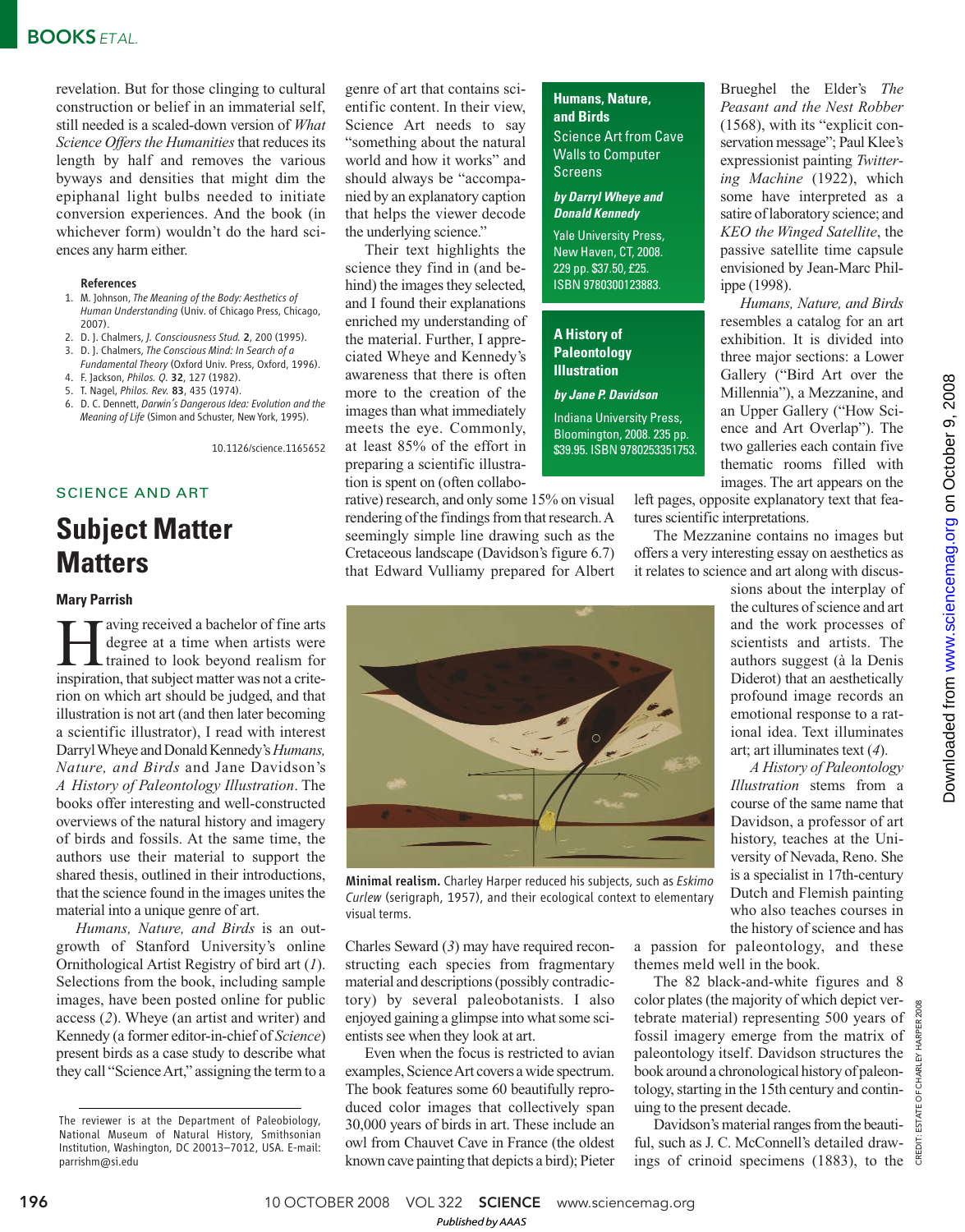revelation. But for those clinging to cultural construction or belief in an immaterial self, still needed is a scaled-down version of *What Science Offers the Humanities* that reduces its length by half and removes the various byways and densities that might dim the epiphanal light bulbs needed to initiate conversion experiences. And the book (in whichever form) wouldn't do the hard sciences any harm either.

**References**

1. M. Johnson, *The Meaning of the Body: Aesthetics of Human Understanding* (Univ. of Chicago Press, Chicago, 2007).
2. D. J. Chalmers, *J. Consciousness Stud.* **2**, 200 (1995).
3. D. J. Chalmers, *The Conscious Mind: In Search of a Fundamental Theory* (Oxford Univ. Press, Oxford, 1996).
4. F. Jackson, *Philos. Q.* **32**, 127 (1982).
5. T. Nagel, *Philos. Rev.* **83**, 435 (1974).
6. D. C. Dennett, *Darwin's Dangerous Idea: Evolution and the Meaning of Life* (Simon and Schuster, New York, 1995).

10.1126/science.1165652

SCIENCE AND ART

# Subject Matter Matters

**Mary Parrish**

Having received a bachelor of fine arts degree at a time when artists were trained to look beyond realism for inspiration, that subject matter was not a criterion on which art should be judged, and that illustration is not art (and then later becoming a scientific illustrator), I read with interest Darryl Wheye and Donald Kennedy's *Humans, Nature, and Birds* and Jane Davidson's *A History of Paleontology Illustration*. The books offer interesting and well-constructed overviews of the natural history and imagery of birds and fossils. At the same time, the authors use their material to support the shared thesis, outlined in their introductions, that the science found in the images unites the material into a unique genre of art.

*Humans, Nature, and Birds* is an outgrowth of Stanford University's online Ornithological Artist Registry of bird art (*1*). Selections from the book, including sample images, have been posted online for public access (*2*). Wheye (an artist and writer) and Kennedy (a former editor-in-chief of *Science*) present birds as a case study to describe what they call "Science Art," assigning the term to a genre of art that contains scientific content. In their view, Science Art needs to say "something about the natural world and how it works" and should always be "accompanied by an explanatory caption that helps the viewer decode the underlying science."

The reviewer is at the Department of Paleobiology, National Museum of Natural History, Smithsonian Institution, Washington, DC 20013–7012, USA. E-mail: parrishm@si.edu

**Humans, Nature, and Birds**
Science Art from Cave Walls to Computer Screens

***by Darryl Wheye and Donald Kennedy***

Yale University Press, New Haven, CT, 2008. 229 pp. $37.50, £25. ISBN 9780300123883.

**A History of Paleontology Illustration**

***by Jane P. Davidson***

Indiana University Press, Bloomington, 2008. 235 pp. $39.95. ISBN 9780253351753.

Their text highlights the science they find in (and behind) the images they selected, and I found their explanations enriched my understanding of the material. Further, I appreciated Wheye and Kennedy's awareness that there is often more to the creation of the images than what immediately meets the eye. Commonly, at least 85% of the effort in preparing a scientific illustration is spent on (often collaborative) research, and only some 15% on visual rendering of the findings from that research. A seemingly simple line drawing such as the Cretaceous landscape (Davidson's figure 6.7) that Edward Vulliamy prepared for Albert Charles Seward (*3*) may have required reconstructing each species from fragmentary material and descriptions (possibly contradictory) by several paleobotanists. I also enjoyed gaining a glimpse into what some scientists see when they look at art.

**Minimal realism.** Charley Harper reduced his subjects, such as *Eskimo Curlew* (serigraph, 1957), and their ecological context to elementary visual terms.

CREDIT: ESTATE OF CHARLEY HARPER 2008

Even when the focus is restricted to avian examples, Science Art covers a wide spectrum. The book features some 60 beautifully reproduced color images that collectively span 30,000 years of birds in art. These include an owl from Chauvet Cave in France (the oldest known cave painting that depicts a bird); Pieter Brueghel the Elder's *The Peasant and the Nest Robber* (1568), with its "explicit conservation message"; Paul Klee's expressionist painting *Twittering Machine* (1922), which some have interpreted as a satire of laboratory science; and *KEO the Winged Satellite*, the passive satellite time capsule envisioned by Jean-Marc Philippe (1998).

*Humans, Nature, and Birds* resembles a catalog for an art exhibition. It is divided into three major sections: a Lower Gallery ("Bird Art over the Millennia"), a Mezzanine, and an Upper Gallery ("How Science and Art Overlap"). The two galleries each contain five thematic rooms filled with images. The art appears on the left pages, opposite explanatory text that features scientific interpretations.

The Mezzanine contains no images but offers a very interesting essay on aesthetics as it relates to science and art along with discussions about the interplay of the cultures of science and art and the work processes of scientists and artists. The authors suggest (à la Denis Diderot) that an aesthetically profound image records an emotional response to a rational idea. Text illuminates art; art illuminates text (*4*).

*A History of Paleontology Illustration* stems from a course of the same name that Davidson, a professor of art history, teaches at the University of Nevada, Reno. She is a specialist in 17th-century Dutch and Flemish painting who also teaches courses in the history of science and has a passion for paleontology, and these themes meld well in the book.

The 82 black-and-white figures and 8 color plates (the majority of which depict vertebrate material) representing 500 years of fossil imagery emerge from the matrix of paleontology itself. Davidson structures the book around a chronological history of paleontology, starting in the 15th century and continuing to the present decade.

Davidson's material ranges from the beautiful, such as J. C. McConnell's detailed drawings of crinoid specimens (1883), to the